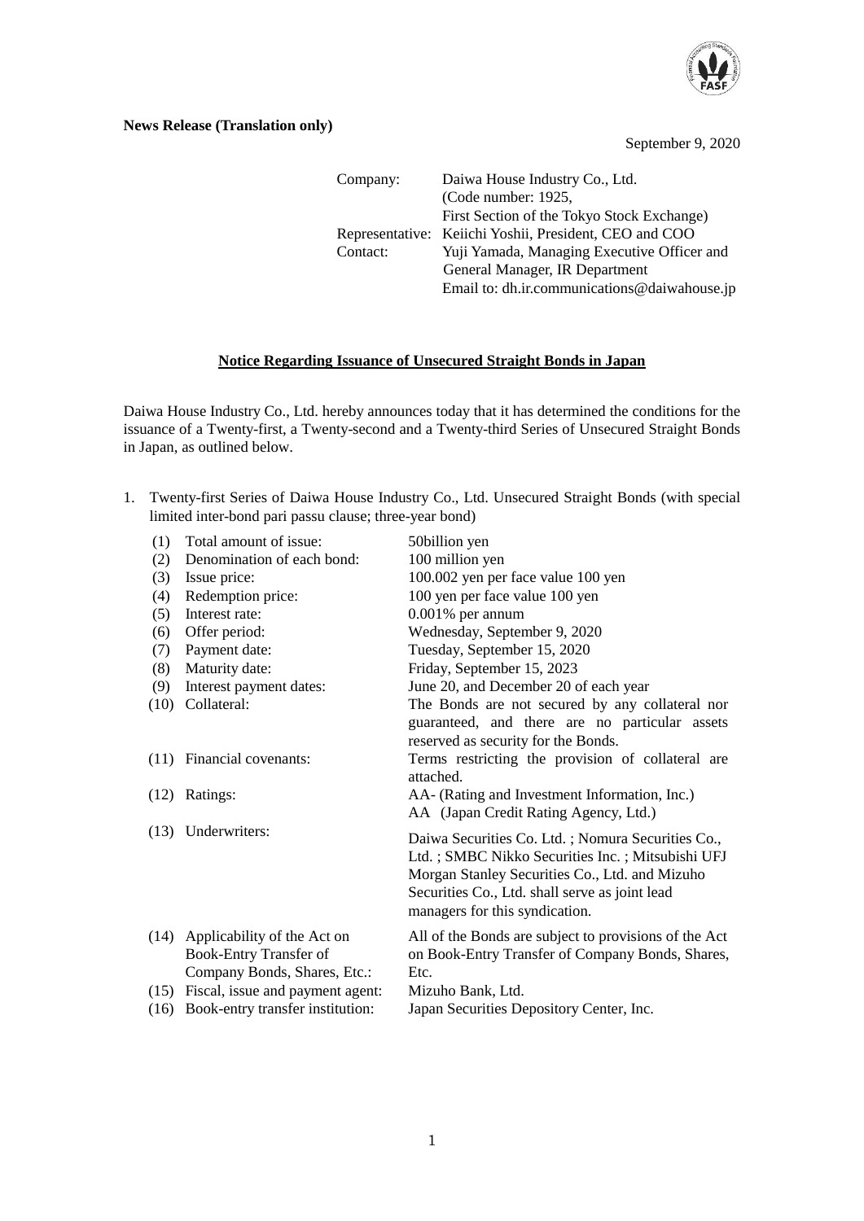**News Release (Translation only)**

September 9, 2020

| | |
|---|---|
| Company: | Daiwa House Industry Co., Ltd. (Code number: 1925, First Section of the Tokyo Stock Exchange) |
| Representative: | Keiichi Yoshii, President, CEO and COO |
| Contact: | Yuji Yamada, Managing Executive Officer and General Manager, IR Department<br>Email to: dh.ir.communications@daiwahouse.jp |

## Notice Regarding Issuance of Unsecured Straight Bonds in Japan

Daiwa House Industry Co., Ltd. hereby announces today that it has determined the conditions for the issuance of a Twenty-first, a Twenty-second and a Twenty-third Series of Unsecured Straight Bonds in Japan, as outlined below.

1. Twenty-first Series of Daiwa House Industry Co., Ltd. Unsecured Straight Bonds (with special limited inter-bond pari passu clause; three-year bond)

| | | |
|---|---|---|
| (1) | Total amount of issue: | 50billion yen |
| (2) | Denomination of each bond: | 100 million yen |
| (3) | Issue price: | 100.002 yen per face value 100 yen |
| (4) | Redemption price: | 100 yen per face value 100 yen |
| (5) | Interest rate: | 0.001% per annum |
| (6) | Offer period: | Wednesday, September 9, 2020 |
| (7) | Payment date: | Tuesday, September 15, 2020 |
| (8) | Maturity date: | Friday, September 15, 2023 |
| (9) | Interest payment dates: | June 20, and December 20 of each year |
| (10) | Collateral: | The Bonds are not secured by any collateral nor guaranteed, and there are no particular assets reserved as security for the Bonds. |
| (11) | Financial covenants: | Terms restricting the provision of collateral are attached. |
| (12) | Ratings: | AA- (Rating and Investment Information, Inc.)<br>AA (Japan Credit Rating Agency, Ltd.) |
| (13) | Underwriters: | Daiwa Securities Co. Ltd. ; Nomura Securities Co., Ltd. ; SMBC Nikko Securities Inc. ; Mitsubishi UFJ Morgan Stanley Securities Co., Ltd. and Mizuho Securities Co., Ltd. shall serve as joint lead managers for this syndication. |
| (14) | Applicability of the Act on Book-Entry Transfer of Company Bonds, Shares, Etc.: | All of the Bonds are subject to provisions of the Act on Book-Entry Transfer of Company Bonds, Shares, Etc. |
| (15) | Fiscal, issue and payment agent: | Mizuho Bank, Ltd. |
| (16) | Book-entry transfer institution: | Japan Securities Depository Center, Inc. |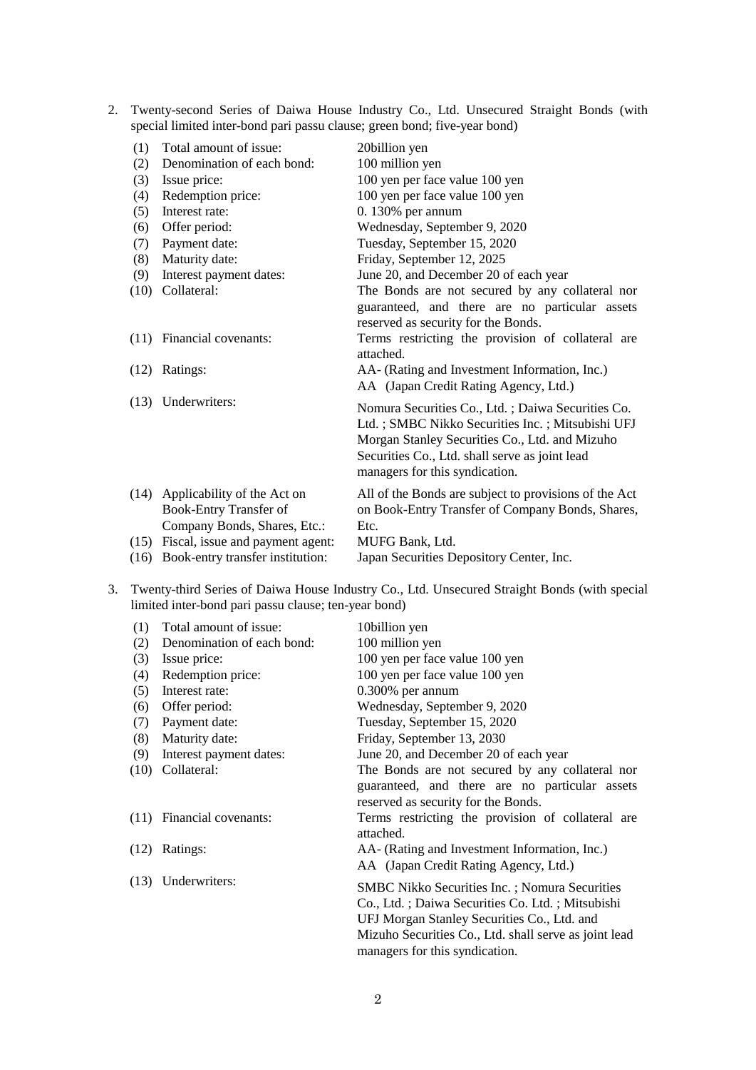2. Twenty-second Series of Daiwa House Industry Co., Ltd. Unsecured Straight Bonds (with special limited inter-bond pari passu clause; green bond; five-year bond)

| | | |
|---|---|---|
| (1) | Total amount of issue: | 20billion yen |
| (2) | Denomination of each bond: | 100 million yen |
| (3) | Issue price: | 100 yen per face value 100 yen |
| (4) | Redemption price: | 100 yen per face value 100 yen |
| (5) | Interest rate: | 0. 130% per annum |
| (6) | Offer period: | Wednesday, September 9, 2020 |
| (7) | Payment date: | Tuesday, September 15, 2020 |
| (8) | Maturity date: | Friday, September 12, 2025 |
| (9) | Interest payment dates: | June 20, and December 20 of each year |
| (10) | Collateral: | The Bonds are not secured by any collateral nor guaranteed, and there are no particular assets reserved as security for the Bonds. |
| (11) | Financial covenants: | Terms restricting the provision of collateral are attached. |
| (12) | Ratings: | AA- (Rating and Investment Information, Inc.)<br>AA (Japan Credit Rating Agency, Ltd.) |
| (13) | Underwriters: | Nomura Securities Co., Ltd. ; Daiwa Securities Co. Ltd. ; SMBC Nikko Securities Inc. ; Mitsubishi UFJ Morgan Stanley Securities Co., Ltd. and Mizuho Securities Co., Ltd. shall serve as joint lead managers for this syndication. |
| (14) | Applicability of the Act on Book-Entry Transfer of Company Bonds, Shares, Etc.: | All of the Bonds are subject to provisions of the Act on Book-Entry Transfer of Company Bonds, Shares, Etc. |
| (15) | Fiscal, issue and payment agent: | MUFG Bank, Ltd. |
| (16) | Book-entry transfer institution: | Japan Securities Depository Center, Inc. |

3. Twenty-third Series of Daiwa House Industry Co., Ltd. Unsecured Straight Bonds (with special limited inter-bond pari passu clause; ten-year bond)

| | | |
|---|---|---|
| (1) | Total amount of issue: | 10billion yen |
| (2) | Denomination of each bond: | 100 million yen |
| (3) | Issue price: | 100 yen per face value 100 yen |
| (4) | Redemption price: | 100 yen per face value 100 yen |
| (5) | Interest rate: | 0.300% per annum |
| (6) | Offer period: | Wednesday, September 9, 2020 |
| (7) | Payment date: | Tuesday, September 15, 2020 |
| (8) | Maturity date: | Friday, September 13, 2030 |
| (9) | Interest payment dates: | June 20, and December 20 of each year |
| (10) | Collateral: | The Bonds are not secured by any collateral nor guaranteed, and there are no particular assets reserved as security for the Bonds. |
| (11) | Financial covenants: | Terms restricting the provision of collateral are attached. |
| (12) | Ratings: | AA- (Rating and Investment Information, Inc.)<br>AA (Japan Credit Rating Agency, Ltd.) |
| (13) | Underwriters: | SMBC Nikko Securities Inc. ; Nomura Securities Co., Ltd. ; Daiwa Securities Co. Ltd. ; Mitsubishi UFJ Morgan Stanley Securities Co., Ltd. and Mizuho Securities Co., Ltd. shall serve as joint lead managers for this syndication. |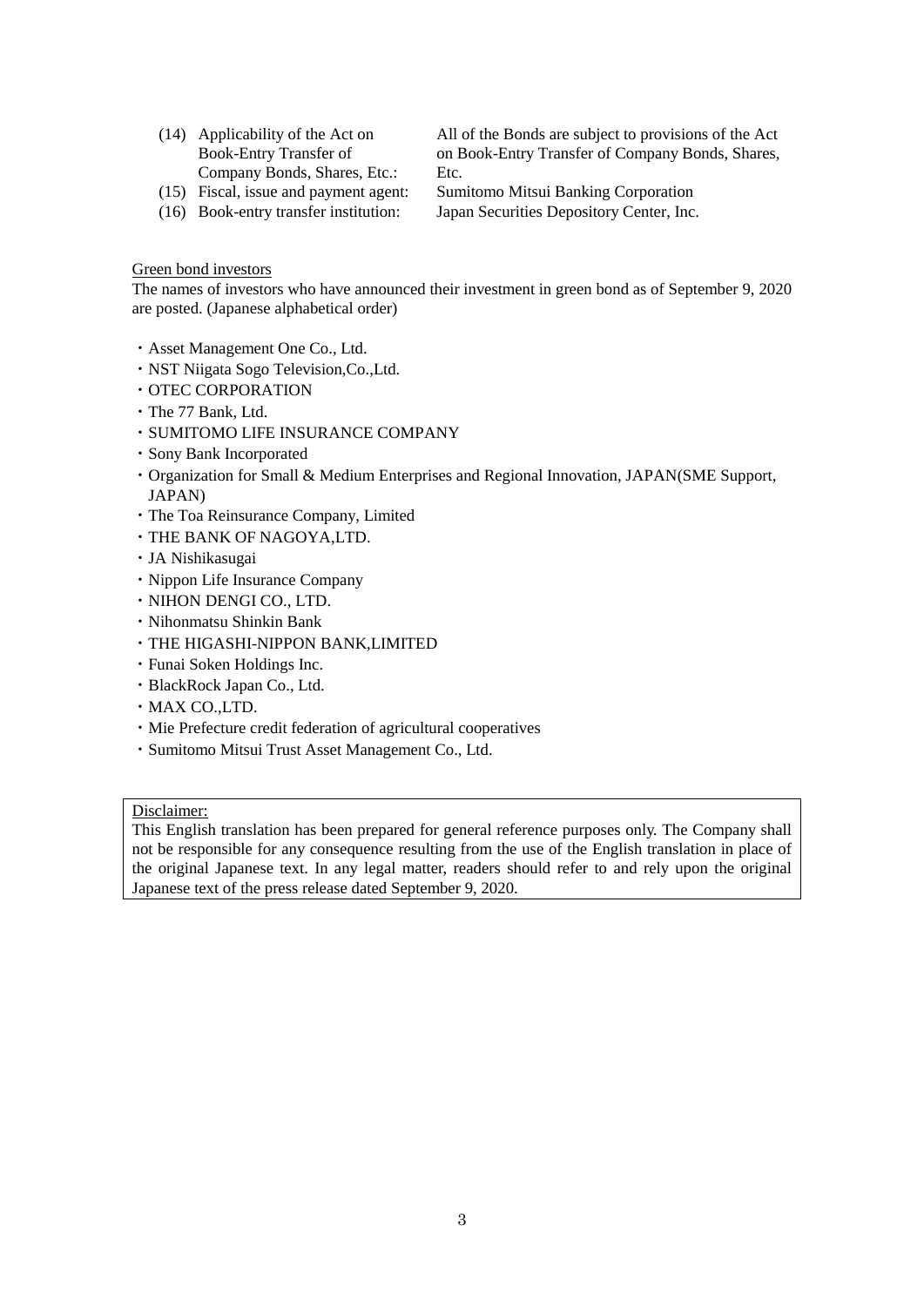(14) Applicability of the Act on Book-Entry Transfer of Company Bonds, Shares, Etc.: All of the Bonds are subject to provisions of the Act on Book-Entry Transfer of Company Bonds, Shares, Etc.

(15) Fiscal, issue and payment agent: Sumitomo Mitsui Banking Corporation

(16) Book-entry transfer institution: Japan Securities Depository Center, Inc.

Green bond investors

The names of investors who have announced their investment in green bond as of September 9, 2020 are posted. (Japanese alphabetical order)

- Asset Management One Co., Ltd.
- NST Niigata Sogo Television,Co.,Ltd.
- OTEC CORPORATION
- The 77 Bank, Ltd.
- SUMITOMO LIFE INSURANCE COMPANY
- Sony Bank Incorporated
- Organization for Small & Medium Enterprises and Regional Innovation, JAPAN(SME Support, JAPAN)
- The Toa Reinsurance Company, Limited
- THE BANK OF NAGOYA,LTD.
- JA Nishikasugai
- Nippon Life Insurance Company
- NIHON DENGI CO., LTD.
- Nihonmatsu Shinkin Bank
- THE HIGASHI-NIPPON BANK,LIMITED
- Funai Soken Holdings Inc.
- BlackRock Japan Co., Ltd.
- MAX CO.,LTD.
- Mie Prefecture credit federation of agricultural cooperatives
- Sumitomo Mitsui Trust Asset Management Co., Ltd.

Disclaimer:

This English translation has been prepared for general reference purposes only. The Company shall not be responsible for any consequence resulting from the use of the English translation in place of the original Japanese text. In any legal matter, readers should refer to and rely upon the original Japanese text of the press release dated September 9, 2020.